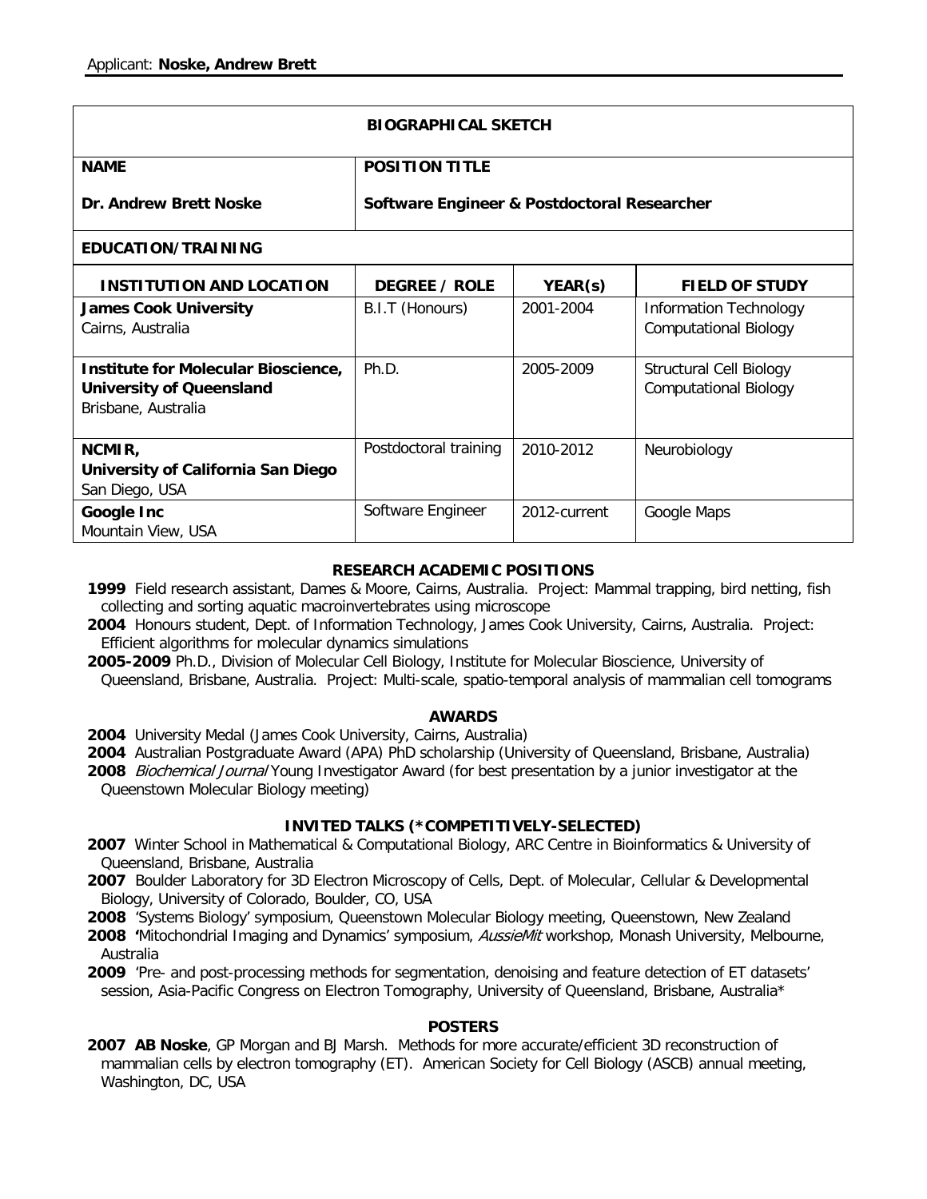Applicant: **Noske, Andrew Brett**

## BIOGRAPHICAL SKETCH

| **NAME** | **POSITION TITLE** |
|---|---|
| **Dr. Andrew Brett Noske** | **Software Engineer & Postdoctoral Researcher** |

**EDUCATION/TRAINING**

| INSTITUTION AND LOCATION | DEGREE / ROLE | YEAR(s) | FIELD OF STUDY |
|---|---|---|---|
| **James Cook University** Cairns, Australia | B.I.T (Honours) | 2001-2004 | Information Technology Computational Biology |
| **Institute for Molecular Bioscience, University of Queensland** Brisbane, Australia | Ph.D. | 2005-2009 | Structural Cell Biology Computational Biology |
| **NCMIR, University of California San Diego** San Diego, USA | Postdoctoral training | 2010-2012 | Neurobiology |
| **Google Inc** Mountain View, USA | Software Engineer | 2012-current | Google Maps |

### RESEARCH ACADEMIC POSITIONS

**1999** Field research assistant, Dames & Moore, Cairns, Australia. Project: Mammal trapping, bird netting, fish collecting and sorting aquatic macroinvertebrates using microscope

**2004** Honours student, Dept. of Information Technology, James Cook University, Cairns, Australia. Project: Efficient algorithms for molecular dynamics simulations

**2005-2009** Ph.D., Division of Molecular Cell Biology, Institute for Molecular Bioscience, University of Queensland, Brisbane, Australia. Project: Multi-scale, spatio-temporal analysis of mammalian cell tomograms

### AWARDS

**2004** University Medal (James Cook University, Cairns, Australia)

**2004** Australian Postgraduate Award (APA) PhD scholarship (University of Queensland, Brisbane, Australia)

**2008** *Biochemical Journal* Young Investigator Award (for best presentation by a junior investigator at the Queenstown Molecular Biology meeting)

### INVITED TALKS (*COMPETITIVELY-SELECTED)

**2007** Winter School in Mathematical & Computational Biology, ARC Centre in Bioinformatics & University of Queensland, Brisbane, Australia

**2007** Boulder Laboratory for 3D Electron Microscopy of Cells, Dept. of Molecular, Cellular & Developmental Biology, University of Colorado, Boulder, CO, USA

**2008** 'Systems Biology' symposium, Queenstown Molecular Biology meeting, Queenstown, New Zealand

**2008** **'**Mitochondrial Imaging and Dynamics' symposium, *AussieMit* workshop, Monash University, Melbourne, Australia

**2009** 'Pre- and post-processing methods for segmentation, denoising and feature detection of ET datasets' session, Asia-Pacific Congress on Electron Tomography, University of Queensland, Brisbane, Australia*

### POSTERS

**2007** **AB Noske**, GP Morgan and BJ Marsh. Methods for more accurate/efficient 3D reconstruction of mammalian cells by electron tomography (ET). American Society for Cell Biology (ASCB) annual meeting, Washington, DC, USA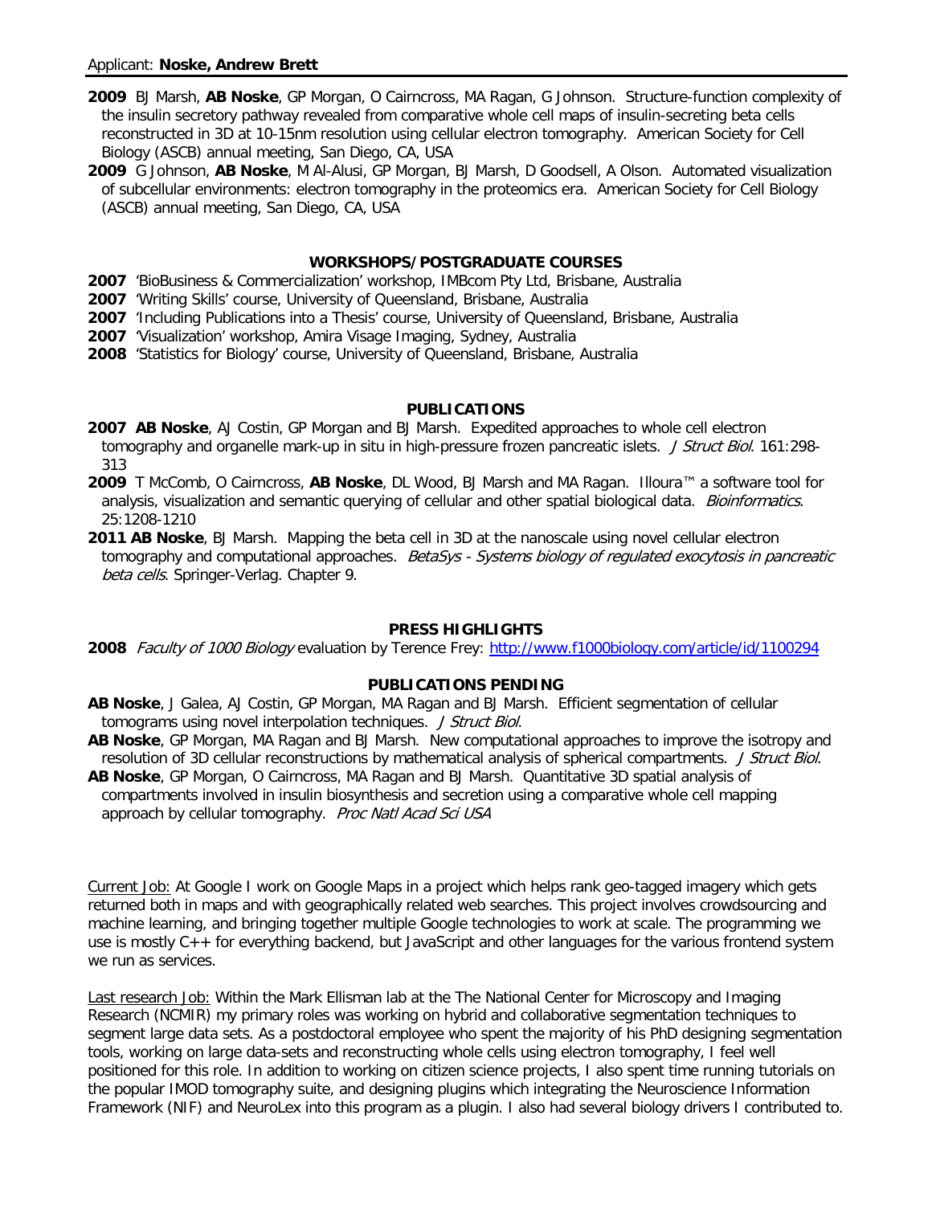**2009** BJ Marsh, **AB Noske**, GP Morgan, O Cairncross, MA Ragan, G Johnson. Structure-function complexity of the insulin secretory pathway revealed from comparative whole cell maps of insulin-secreting beta cells reconstructed in 3D at 10-15nm resolution using cellular electron tomography. American Society for Cell Biology (ASCB) annual meeting, San Diego, CA, USA

**2009** G Johnson, **AB Noske**, M Al-Alusi, GP Morgan, BJ Marsh, D Goodsell, A Olson. Automated visualization of subcellular environments: electron tomography in the proteomics era. American Society for Cell Biology (ASCB) annual meeting, San Diego, CA, USA

## WORKSHOPS/POSTGRADUATE COURSES

**2007** 'BioBusiness & Commercialization' workshop, IMBcom Pty Ltd, Brisbane, Australia
**2007** 'Writing Skills' course, University of Queensland, Brisbane, Australia
**2007** 'Including Publications into a Thesis' course, University of Queensland, Brisbane, Australia
**2007** 'Visualization' workshop, Amira Visage Imaging, Sydney, Australia
**2008** 'Statistics for Biology' course, University of Queensland, Brisbane, Australia

## PUBLICATIONS

**2007** **AB Noske**, AJ Costin, GP Morgan and BJ Marsh. Expedited approaches to whole cell electron tomography and organelle mark-up in situ in high-pressure frozen pancreatic islets. *J Struct Biol*. 161:298-313

**2009** T McComb, O Cairncross, **AB Noske**, DL Wood, BJ Marsh and MA Ragan. Illoura™ a software tool for analysis, visualization and semantic querying of cellular and other spatial biological data. *Bioinformatics*. 25:1208-1210

**2011** **AB Noske**, BJ Marsh. Mapping the beta cell in 3D at the nanoscale using novel cellular electron tomography and computational approaches. *BetaSys - Systems biology of regulated exocytosis in pancreatic beta cells*. Springer-Verlag. Chapter 9.

## PRESS HIGHLIGHTS

**2008** *Faculty of 1000 Biology* evaluation by Terence Frey: http://www.f1000biology.com/article/id/1100294

## PUBLICATIONS PENDING

**AB Noske**, J Galea, AJ Costin, GP Morgan, MA Ragan and BJ Marsh. Efficient segmentation of cellular tomograms using novel interpolation techniques. *J Struct Biol*.

**AB Noske**, GP Morgan, MA Ragan and BJ Marsh. New computational approaches to improve the isotropy and resolution of 3D cellular reconstructions by mathematical analysis of spherical compartments. *J Struct Biol*.

**AB Noske**, GP Morgan, O Cairncross, MA Ragan and BJ Marsh. Quantitative 3D spatial analysis of compartments involved in insulin biosynthesis and secretion using a comparative whole cell mapping approach by cellular tomography. *Proc Natl Acad Sci USA*

Current Job: At Google I work on Google Maps in a project which helps rank geo-tagged imagery which gets returned both in maps and with geographically related web searches. This project involves crowdsourcing and machine learning, and bringing together multiple Google technologies to work at scale. The programming we use is mostly C++ for everything backend, but JavaScript and other languages for the various frontend system we run as services.

Last research Job: Within the Mark Ellisman lab at the The National Center for Microscopy and Imaging Research (NCMIR) my primary roles was working on hybrid and collaborative segmentation techniques to segment large data sets. As a postdoctoral employee who spent the majority of his PhD designing segmentation tools, working on large data-sets and reconstructing whole cells using electron tomography, I feel well positioned for this role. In addition to working on citizen science projects, I also spent time running tutorials on the popular IMOD tomography suite, and designing plugins which integrating the Neuroscience Information Framework (NIF) and NeuroLex into this program as a plugin. I also had several biology drivers I contributed to.